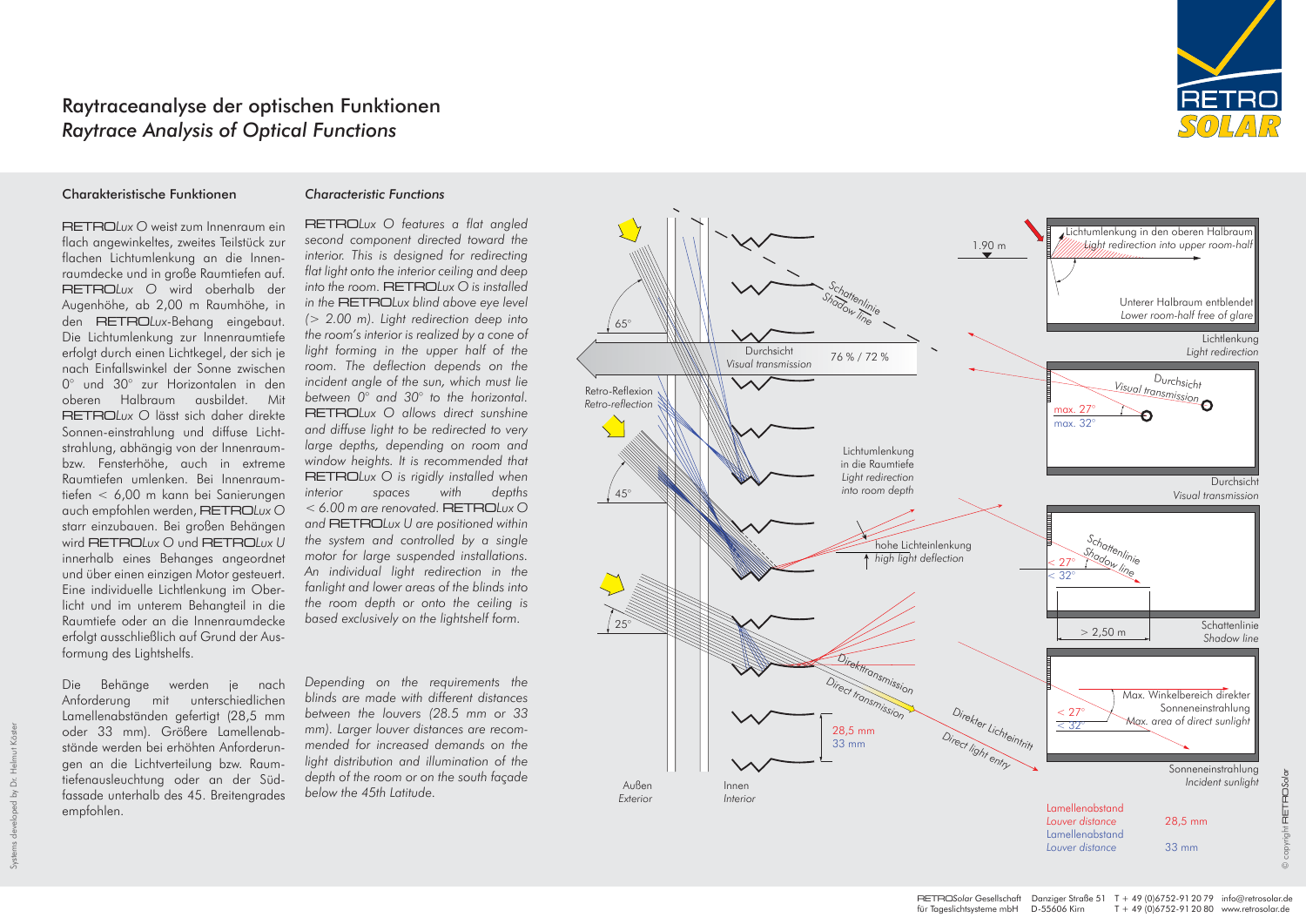# Raytraceanalyse der optischen Funktionen
# *Raytrace Analysis of Optical Functions*

## Charakteristische Funktionen

RETRO*Lux O* weist zum Innenraum ein flach angewinkeltes, zweites Teilstück zur flachen Lichtumlenkung an die Innenraumdecke und in große Raumtiefen auf. RETRO*Lux O* wird oberhalb der Augenhöhe, ab 2,00 m Raumhöhe, in den RETRO*Lux*-Behang eingebaut. Die Lichtumlenkung zur Innenraumtiefe erfolgt durch einen Lichtkegel, der sich je nach Einfallswinkel der Sonne zwischen 0° und 30° zur Horizontalen in den oberen Halbraum ausbildet. Mit RETRO*Lux O* lässt sich daher direkte Sonnen-einstrahlung und diffuse Lichtstrahlung, abhängig von der Innenraum- bzw. Fensterhöhe, auch in extreme Raumtiefen umlenken. Bei Innenraumtiefen < 6,00 m kann bei Sanierungen auch empfohlen werden, RETRO*Lux O* starr einzubauen. Bei großen Behängen wird RETRO*Lux O* und RETRO*Lux U* innerhalb eines Behanges angeordnet und über einen einzigen Motor gesteuert. Eine individuelle Lichtlenkung im Oberlicht und im unterem Behangteil in die Raumtiefe oder an die Innenraumdecke erfolgt ausschließlich auf Grund der Ausformung des Lightshelfs.

Die Behänge werden je nach Anforderung mit unterschiedlichen Lamellenabständen gefertigt (28,5 mm oder 33 mm). Größere Lamellenabstände werden bei erhöhten Anforderungen an die Lichtverteilung bzw. Raumtiefenausleuchtung oder an der Südfassade unterhalb des 45. Breitengrades empfohlen.

## *Characteristic Functions*

*RETROLux O features a flat angled second component directed toward the interior. This is designed for redirecting flat light onto the interior ceiling and deep into the room. RETROLux O is installed in the RETROLux blind above eye level (> 2.00 m). Light redirection deep into the room's interior is realized by a cone of light forming in the upper half of the room. The deflection depends on the incident angle of the sun, which must lie between 0° and 30° to the horizontal. RETROLux O allows direct sunshine and diffuse light to be redirected to very large depths, depending on room and window heights. It is recommended that RETROLux O is rigidly installed when interior spaces with depths < 6.00 m are renovated. RETROLux O and RETROLux U are positioned within the system and controlled by a single motor for large suspended installations. An individual light redirection in the fanlight and lower areas of the blinds into the room depth or onto the ceiling is based exclusively on the lightshelf form.*

*Depending on the requirements the blinds are made with different distances between the louvers (28.5 mm or 33 mm). Larger louver distances are recommended for increased demands on the light distribution and illumination of the depth of the room or on the south façade below the 45th Latitude.*

Lamellenabstand / *Louver distance* 28,5 mm

Lamellenabstand / *Louver distance* 33 mm

Systems developed by Dr. Helmut Köster

© copyright RETROSolar

RETROSolar Gesellschaft für Tageslichtsysteme mbH · Danziger Straße 51 · D-55606 Kirn · T + 49 (0)6752-91 20 79 · T + 49 (0)6752-91 20 80 · info@retrosolar.de · www.retrosolar.de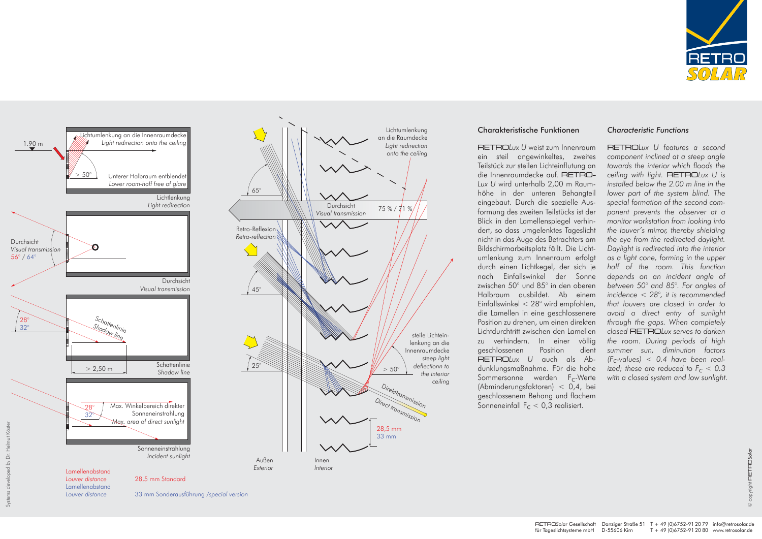RETRO SOLAR

1.90 m

Lichtumlenkung an die Innenraumdecke
*Light redirection onto the ceiling*

> 50°

Unterer Halbraum entblendet
*Lower room-half free of glare*

Lichtlenkung
*Light redirection*

Durchsicht
*Visual transmission*
56° / 64°

Durchsicht
*Visual transmission*

28°
32°

Schattenlinie
*Shadow line*

> 2,50 m

Schattenlinie
*Shadow line*

28°
32°

Max. Winkelbereich direkter Sonneneinstrahlung
*Max. area of direct sunlight*

Sonneneinstrahlung
*Incident sunlight*

Lamellenabstand
*Louver distance* 28,5 mm Standard

Lamellenabstand
*Louver distance* 33 mm Sonderausführung /*special version*

65°

Retro-Reflexion
*Retro-reflection*

45°

25°

Lichtumlenkung an die Raumdecke
*Light redirection onto the ceiling*

Durchsicht
*Visual transmission*

75 % / 71 %

steile Lichteinlenkung an die Innenraumdecke
*steep light deflectionn to the interior ceiling*

> 50°

Direkttransmission
*Direct transmission*

28,5 mm
33 mm

Außen
*Exterior*

Innen
*Interior*

## Charakteristische Funktionen

RETRO*Lux U* weist zum Innenraum ein steil angewinkeltes, zweites Teilstück zur steilen Lichteinflutung an die Innenraumdecke auf. RETRO*Lux U* wird unterhalb 2,00 m Raumhöhe in den unteren Behangteil eingebaut. Durch die spezielle Ausformung des zweiten Teilstücks ist der Blick in den Lamellenspiegel verhindert, so dass umgelenktes Tageslicht nicht in das Auge des Betrachters am Bildschirmarbeitsplatz fällt. Die Lichtumlenkung zum Innenraum erfolgt durch einen Lichtkegel, der sich je nach Einfallswinkel der Sonne zwischen 50° und 85° in den oberen Halbraum ausbildet. Ab einem Einfallswinkel < 28° wird empfohlen, die Lamellen in eine geschlossenere Position zu drehen, um einen direkten Lichtdurchtritt zwischen den Lamellen zu verhindern. In einer völlig geschlossenen Position dient RETRO*Lux U* auch als Abdunklungsmaßnahme. Für die hohe Sommersonne werden $F_C$-Werte (Abminderungsfaktoren) < 0,4, bei geschlossenem Behang und flachem Sonneneinfall $F_C$ < 0,3 realisiert.

## *Characteristic Functions*

*RETROLux U features a second component inclined at a steep angle towards the interior which floods the ceiling with light. RETROLux U is installed below the 2.00 m line in the lower part of the system blind. The special formation of the second component prevents the observer at a monitor workstation from looking into the louver's mirror, thereby shielding the eye from the redirected daylight. Daylight is redirected into the interior as a light cone, forming in the upper half of the room. This function depends on an incident angle of between 50° and 85°. For angles of incidence < 28°, it is recommended that louvers are closed in order to avoid a direct entry of sunlight through the gaps. When completely closed RETROLux serves to darken the room. During periods of high summer sun, diminution factors ($F_C$-values) < 0.4 have been realized; these are reduced to $F_C$ < 0.3 with a closed system and low sunlight.*

Systems developed by Dr. Helmut Köster

© copyright RETROSolar

RETROSolar Gesellschaft für Tageslichtsysteme mbH Danziger Straße 51 D-55606 Kirn T + 49 (0)6752-91 20 79 T + 49 (0)6752-91 20 80 info@retrosolar.de www.retrosolar.de